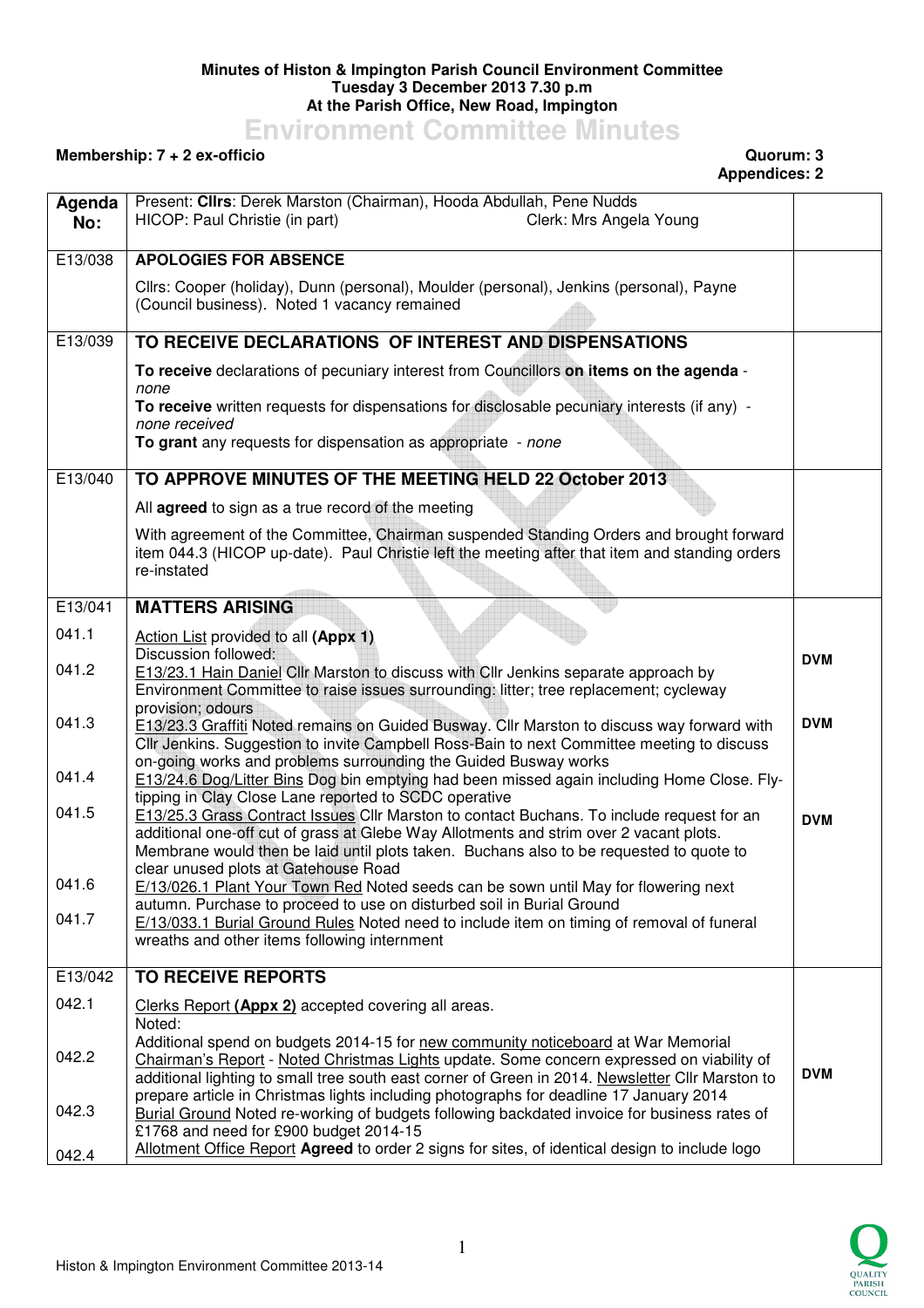**Minutes of Histon & Impington Parish Council Environment Committee**
**Tuesday 3 December 2013 7.30 p.m**
**At the Parish Office, New Road, Impington**

# Environment Committee Minutes

**Membership: 7 + 2 ex-officio** **Quorum: 3**
**Appendices: 2**

| Agenda No: | Present: **Cllrs**: Derek Marston (Chairman), Hooda Abdullah, Pene Nudds<br>HICOP: Paul Christie (in part) Clerk: Mrs Angela Young | |
|---|---|---|
| E13/038 | **APOLOGIES FOR ABSENCE**<br>Cllrs: Cooper (holiday), Dunn (personal), Moulder (personal), Jenkins (personal), Payne (Council business). Noted 1 vacancy remained | |
| E13/039 | **TO RECEIVE DECLARATIONS OF INTEREST AND DISPENSATIONS**<br>**To receive** declarations of pecuniary interest from Councillors **on items on the agenda** - *none*<br>**To receive** written requests for dispensations for disclosable pecuniary interests (if any) - *none received*<br>**To grant** any requests for dispensation as appropriate - *none* | |
| E13/040 | **TO APPROVE MINUTES OF THE MEETING HELD 22 October 2013**<br>All **agreed** to sign as a true record of the meeting<br>With agreement of the Committee, Chairman suspended Standing Orders and brought forward item 044.3 (HICOP up-date). Paul Christie left the meeting after that item and standing orders re-instated | |
| E13/041 | **MATTERS ARISING** | |
| 041.1 | Action List provided to all **(Appx 1)**<br>Discussion followed: | |
| 041.2 | E13/23.1 Hain Daniel Cllr Marston to discuss with Cllr Jenkins separate approach by Environment Committee to raise issues surrounding: litter; tree replacement; cycleway provision; odours | **DVM** |
| 041.3 | E13/23.3 Graffiti Noted remains on Guided Busway. Cllr Marston to discuss way forward with Cllr Jenkins. Suggestion to invite Campbell Ross-Bain to next Committee meeting to discuss on-going works and problems surrounding the Guided Busway works | **DVM** |
| 041.4 | E13/24.6 Dog/Litter Bins Dog bin emptying had been missed again including Home Close. Fly-tipping in Clay Close Lane reported to SCDC operative | |
| 041.5 | E13/25.3 Grass Contract Issues Cllr Marston to contact Buchans. To include request for an additional one-off cut of grass at Glebe Way Allotments and strim over 2 vacant plots. Membrane would then be laid until plots taken. Buchans also to be requested to quote to clear unused plots at Gatehouse Road | **DVM** |
| 041.6 | E/13/026.1 Plant Your Town Red Noted seeds can be sown until May for flowering next autumn. Purchase to proceed to use on disturbed soil in Burial Ground | |
| 041.7 | E/13/033.1 Burial Ground Rules Noted need to include item on timing of removal of funeral wreaths and other items following internment | |
| E13/042 | **TO RECEIVE REPORTS** | |
| 042.1 | Clerks Report **(Appx 2)** accepted covering all areas.<br>Noted:<br>Additional spend on budgets 2014-15 for new community noticeboard at War Memorial | |
| 042.2 | Chairman's Report - Noted Christmas Lights update. Some concern expressed on viability of additional lighting to small tree south east corner of Green in 2014. Newsletter Cllr Marston to prepare article in Christmas lights including photographs for deadline 17 January 2014 | **DVM** |
| 042.3 | Burial Ground Noted re-working of budgets following backdated invoice for business rates of £1768 and need for £900 budget 2014-15 | |
| 042.4 | Allotment Office Report **Agreed** to order 2 signs for sites, of identical design to include logo | |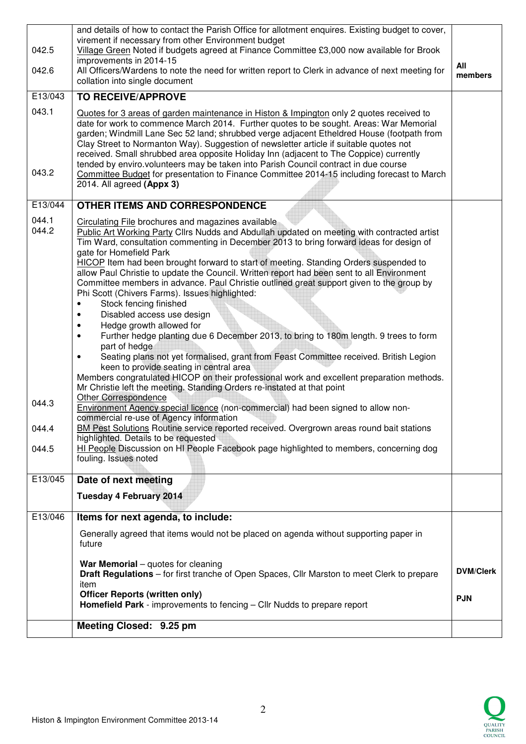| | | |
|---|---|---|
| 042.5 | and details of how to contact the Parish Office for allotment enquires. Existing budget to cover, virement if necessary from other Environment budget<br>Village Green Noted if budgets agreed at Finance Committee £3,000 now available for Brook improvements in 2014-15 | |
| 042.6 | All Officers/Wardens to note the need for written report to Clerk in advance of next meeting for collation into single document | **All members** |
| E13/043 | **TO RECEIVE/APPROVE** | |
| 043.1 | Quotes for 3 areas of garden maintenance in Histon & Impington only 2 quotes received to date for work to commence March 2014. Further quotes to be sought. Areas: War Memorial garden; Windmill Lane Sec 52 land; shrubbed verge adjacent Etheldred House (footpath from Clay Street to Normanton Way). Suggestion of newsletter article if suitable quotes not received. Small shrubbed area opposite Holiday Inn (adjacent to The Coppice) currently tended by enviro.volunteers may be taken into Parish Council contract in due course | |
| 043.2 | Committee Budget for presentation to Finance Committee 2014-15 including forecast to March 2014. All agreed **(Appx 3)** | |
| E13/044 | **OTHER ITEMS AND CORRESPONDENCE** | |
| 044.1 | Circulating File brochures and magazines available | |
| 044.2 | Public Art Working Party Cllrs Nudds and Abdullah updated on meeting with contracted artist Tim Ward, consultation commenting in December 2013 to bring forward ideas for design of gate for Homefield Park<br>HICOP Item had been brought forward to start of meeting. Standing Orders suspended to allow Paul Christie to update the Council. Written report had been sent to all Environment Committee members in advance. Paul Christie outlined great support given to the group by Phi Scott (Chivers Farms). Issues highlighted:<br>• Stock fencing finished<br>• Disabled access use design<br>• Hedge growth allowed for<br>• Further hedge planting due 6 December 2013, to bring to 180m length. 9 trees to form part of hedge<br>• Seating plans not yet formalised, grant from Feast Committee received. British Legion keen to provide seating in central area<br>Members congratulated HICOP on their professional work and excellent preparation methods. Mr Christie left the meeting. Standing Orders re-instated at that point<br>Other Correspondence | |
| 044.3 | Environment Agency special licence (non-commercial) had been signed to allow non-commercial re-use of Agency information | |
| 044.4 | BM Pest Solutions Routine service reported received. Overgrown areas round bait stations highlighted. Details to be requested | |
| 044.5 | HI People Discussion on HI People Facebook page highlighted to members, concerning dog fouling. Issues noted | |
| E13/045 | **Date of next meeting**<br>**Tuesday 4 February 2014** | |
| E13/046 | **Items for next agenda, to include:**<br>Generally agreed that items would not be placed on agenda without supporting paper in future<br>**War Memorial** – quotes for cleaning<br>**Draft Regulations** – for first tranche of Open Spaces, Cllr Marston to meet Clerk to prepare item<br>**Officer Reports (written only)**<br>**Homefield Park** - improvements to fencing – Cllr Nudds to prepare report | **DVM/Clerk**<br><br>**PJN** |
| | **Meeting Closed: 9.25 pm** | |